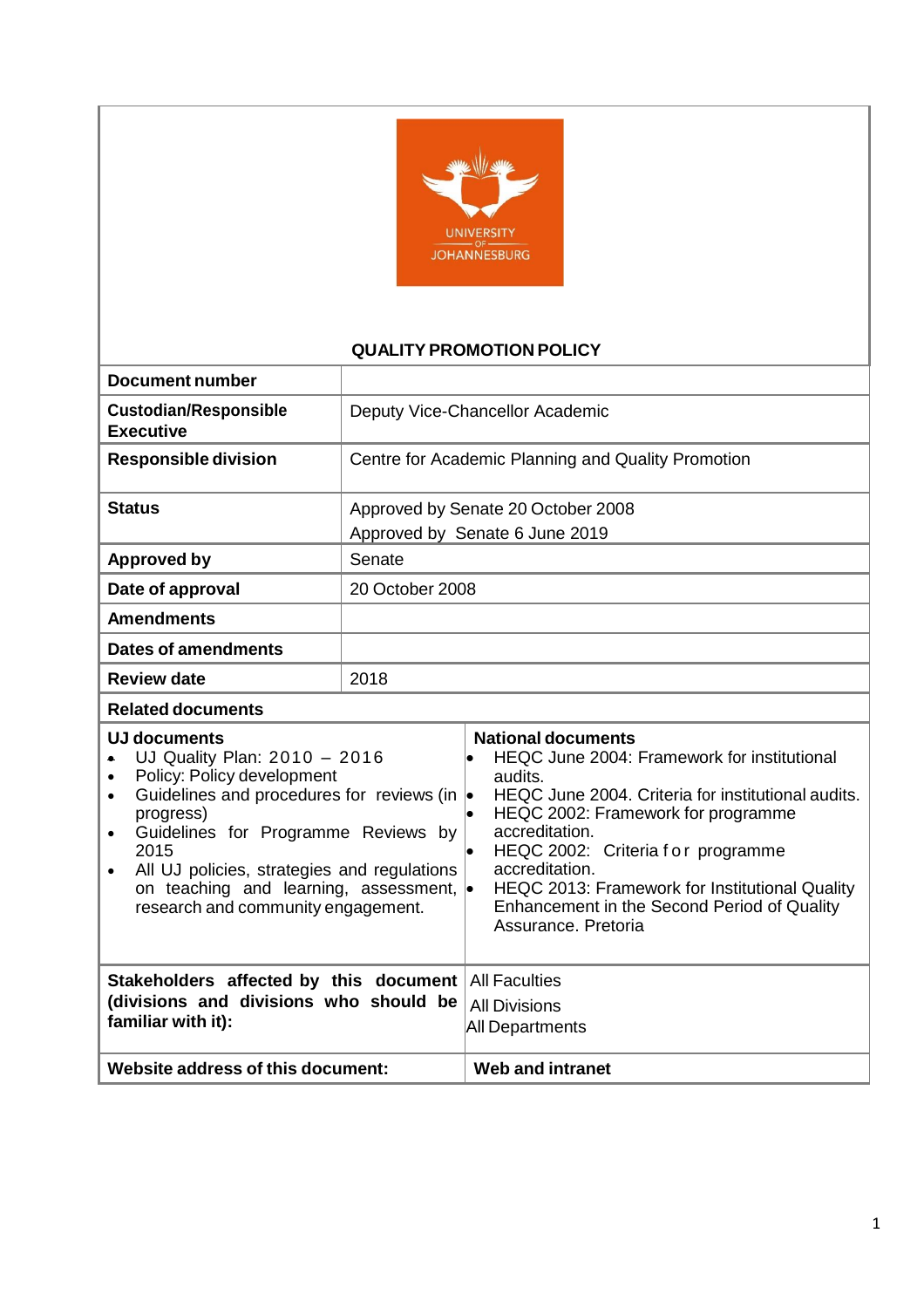UNIVERSITY OF JOHANNESBURG

# QUALITY PROMOTION POLICY

| | |
|---|---|
| **Document number** | |
| **Custodian/Responsible Executive** | Deputy Vice-Chancellor Academic |
| **Responsible division** | Centre for Academic Planning and Quality Promotion |
| **Status** | Approved by Senate 20 October 2008<br>Approved by Senate 6 June 2019 |
| **Approved by** | Senate |
| **Date of approval** | 20 October 2008 |
| **Amendments** | |
| **Dates of amendments** | |
| **Review date** | 2018 |

**Related documents**

| **UJ documents** | **National documents** |
|---|---|
| • UJ Quality Plan: 2010 – 2016<br>• Policy: Policy development<br>• Guidelines and procedures for reviews (in progress)<br>• Guidelines for Programme Reviews by 2015<br>• All UJ policies, strategies and regulations on teaching and learning, assessment, research and community engagement. | • HEQC June 2004: Framework for institutional audits.<br>• HEQC June 2004. Criteria for institutional audits.<br>• HEQC 2002: Framework for programme accreditation.<br>• HEQC 2002: Criteria for programme accreditation.<br>• HEQC 2013: Framework for Institutional Quality Enhancement in the Second Period of Quality Assurance. Pretoria |

| | |
|---|---|
| **Stakeholders affected by this document (divisions and divisions who should be familiar with it):** | All Faculties<br>All Divisions<br>All Departments |
| **Website address of this document:** | **Web and intranet** |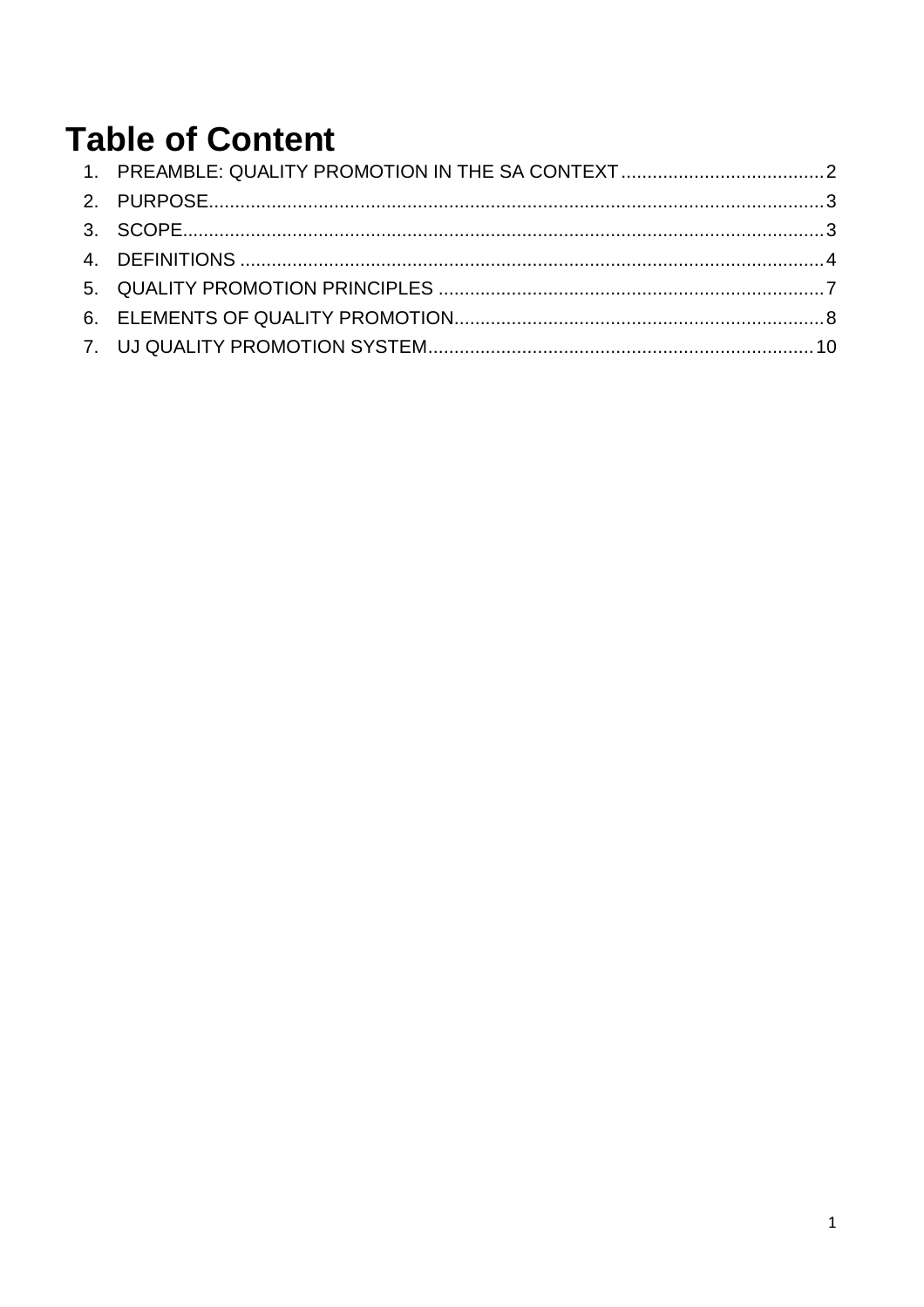# Table of Content

1. PREAMBLE: QUALITY PROMOTION IN THE SA CONTEXT ........................................ 2
2. PURPOSE ........................................................................................................................ 3
3. SCOPE ............................................................................................................................. 3
4. DEFINITIONS ................................................................................................................. 4
5. QUALITY PROMOTION PRINCIPLES .......................................................................... 7
6. ELEMENTS OF QUALITY PROMOTION ....................................................................... 8
7. UJ QUALITY PROMOTION SYSTEM .......................................................................... 10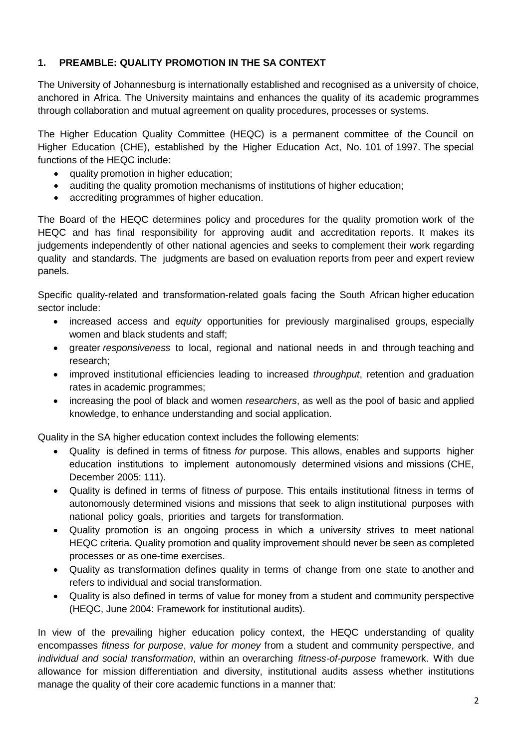## 1. PREAMBLE: QUALITY PROMOTION IN THE SA CONTEXT

The University of Johannesburg is internationally established and recognised as a university of choice, anchored in Africa. The University maintains and enhances the quality of its academic programmes through collaboration and mutual agreement on quality procedures, processes or systems.

The Higher Education Quality Committee (HEQC) is a permanent committee of the Council on Higher Education (CHE), established by the Higher Education Act, No. 101 of 1997. The special functions of the HEQC include:

- quality promotion in higher education;
- auditing the quality promotion mechanisms of institutions of higher education;
- accrediting programmes of higher education.

The Board of the HEQC determines policy and procedures for the quality promotion work of the HEQC and has final responsibility for approving audit and accreditation reports. It makes its judgements independently of other national agencies and seeks to complement their work regarding quality and standards. The judgments are based on evaluation reports from peer and expert review panels.

Specific quality-related and transformation-related goals facing the South African higher education sector include:

- increased access and *equity* opportunities for previously marginalised groups, especially women and black students and staff;
- greater *responsiveness* to local, regional and national needs in and through teaching and research;
- improved institutional efficiencies leading to increased *throughput*, retention and graduation rates in academic programmes;
- increasing the pool of black and women *researchers*, as well as the pool of basic and applied knowledge, to enhance understanding and social application.

Quality in the SA higher education context includes the following elements:

- Quality is defined in terms of fitness *for* purpose. This allows, enables and supports higher education institutions to implement autonomously determined visions and missions (CHE, December 2005: 111).
- Quality is defined in terms of fitness *of* purpose. This entails institutional fitness in terms of autonomously determined visions and missions that seek to align institutional purposes with national policy goals, priorities and targets for transformation.
- Quality promotion is an ongoing process in which a university strives to meet national HEQC criteria. Quality promotion and quality improvement should never be seen as completed processes or as one-time exercises.
- Quality as transformation defines quality in terms of change from one state to another and refers to individual and social transformation.
- Quality is also defined in terms of value for money from a student and community perspective (HEQC, June 2004: Framework for institutional audits).

In view of the prevailing higher education policy context, the HEQC understanding of quality encompasses *fitness for purpose*, *value for money* from a student and community perspective, and *individual and social transformation*, within an overarching *fitness-of-purpose* framework. With due allowance for mission differentiation and diversity, institutional audits assess whether institutions manage the quality of their core academic functions in a manner that: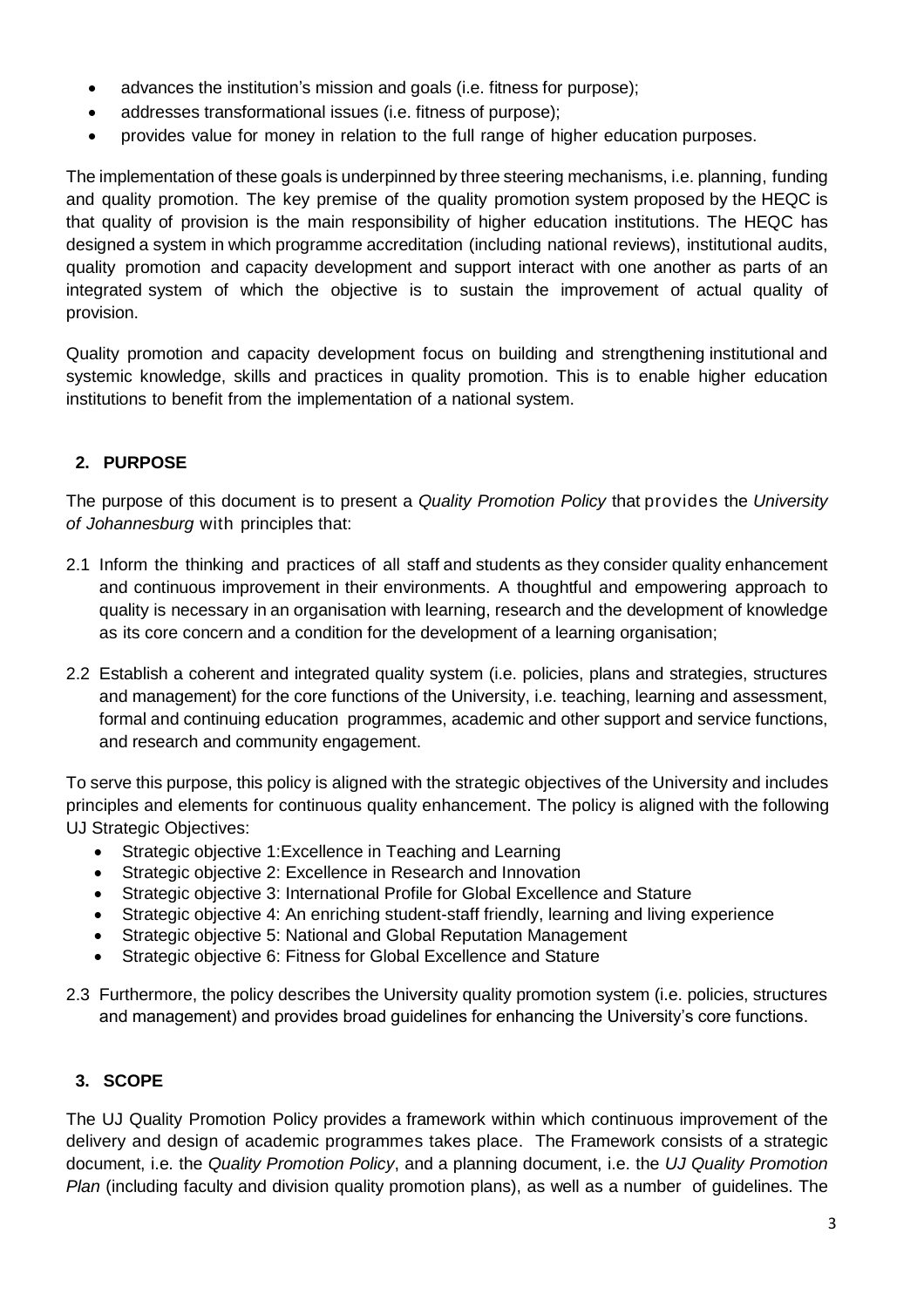- advances the institution's mission and goals (i.e. fitness for purpose);
- addresses transformational issues (i.e. fitness of purpose);
- provides value for money in relation to the full range of higher education purposes.

The implementation of these goals is underpinned by three steering mechanisms, i.e. planning, funding and quality promotion. The key premise of the quality promotion system proposed by the HEQC is that quality of provision is the main responsibility of higher education institutions. The HEQC has designed a system in which programme accreditation (including national reviews), institutional audits, quality promotion and capacity development and support interact with one another as parts of an integrated system of which the objective is to sustain the improvement of actual quality of provision.

Quality promotion and capacity development focus on building and strengthening institutional and systemic knowledge, skills and practices in quality promotion. This is to enable higher education institutions to benefit from the implementation of a national system.

## 2. PURPOSE

The purpose of this document is to present a *Quality Promotion Policy* that provides the *University of Johannesburg* with principles that:

2.1 Inform the thinking and practices of all staff and students as they consider quality enhancement and continuous improvement in their environments. A thoughtful and empowering approach to quality is necessary in an organisation with learning, research and the development of knowledge as its core concern and a condition for the development of a learning organisation;

2.2 Establish a coherent and integrated quality system (i.e. policies, plans and strategies, structures and management) for the core functions of the University, i.e. teaching, learning and assessment, formal and continuing education programmes, academic and other support and service functions, and research and community engagement.

To serve this purpose, this policy is aligned with the strategic objectives of the University and includes principles and elements for continuous quality enhancement. The policy is aligned with the following UJ Strategic Objectives:

- Strategic objective 1:Excellence in Teaching and Learning
- Strategic objective 2: Excellence in Research and Innovation
- Strategic objective 3: International Profile for Global Excellence and Stature
- Strategic objective 4: An enriching student-staff friendly, learning and living experience
- Strategic objective 5: National and Global Reputation Management
- Strategic objective 6: Fitness for Global Excellence and Stature

2.3 Furthermore, the policy describes the University quality promotion system (i.e. policies, structures and management) and provides broad guidelines for enhancing the University's core functions.

## 3. SCOPE

The UJ Quality Promotion Policy provides a framework within which continuous improvement of the delivery and design of academic programmes takes place. The Framework consists of a strategic document, i.e. the *Quality Promotion Policy*, and a planning document, i.e. the *UJ Quality Promotion Plan* (including faculty and division quality promotion plans), as well as a number of guidelines. The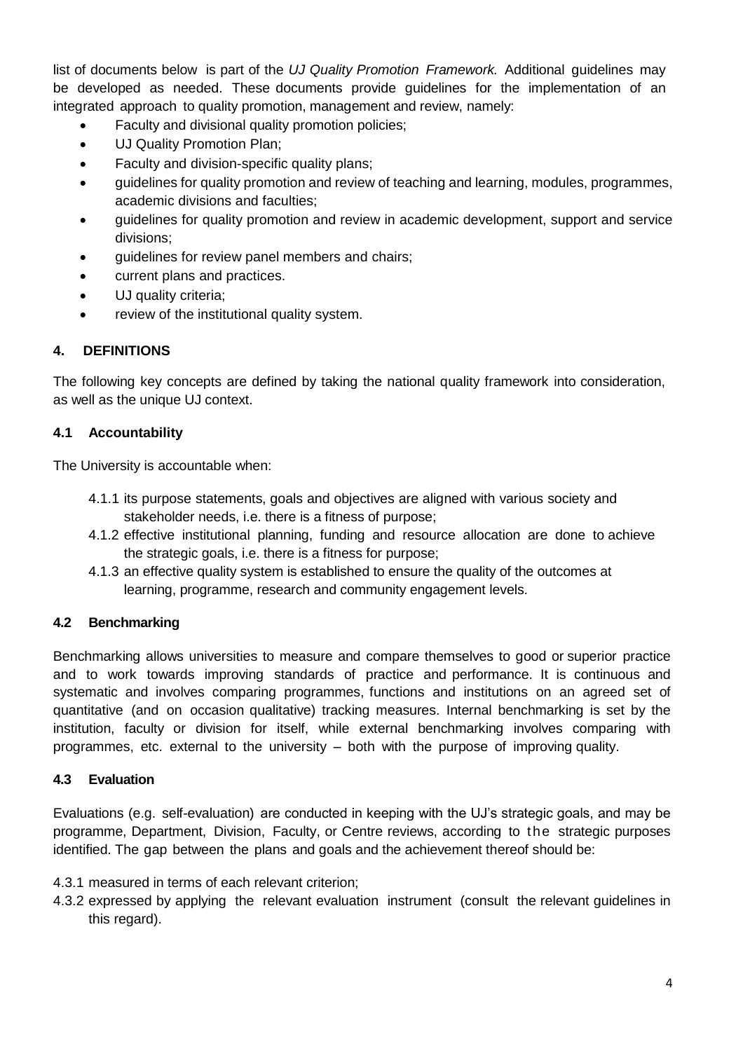list of documents below is part of the *UJ Quality Promotion Framework.* Additional guidelines may be developed as needed. These documents provide guidelines for the implementation of an integrated approach to quality promotion, management and review, namely:

- Faculty and divisional quality promotion policies;
- UJ Quality Promotion Plan;
- Faculty and division-specific quality plans;
- guidelines for quality promotion and review of teaching and learning, modules, programmes, academic divisions and faculties;
- guidelines for quality promotion and review in academic development, support and service divisions;
- guidelines for review panel members and chairs;
- current plans and practices.
- UJ quality criteria;
- review of the institutional quality system.

## 4. DEFINITIONS

The following key concepts are defined by taking the national quality framework into consideration, as well as the unique UJ context.

### 4.1 Accountability

The University is accountable when:

4.1.1 its purpose statements, goals and objectives are aligned with various society and stakeholder needs, i.e. there is a fitness of purpose;

4.1.2 effective institutional planning, funding and resource allocation are done to achieve the strategic goals, i.e. there is a fitness for purpose;

4.1.3 an effective quality system is established to ensure the quality of the outcomes at learning, programme, research and community engagement levels.

### 4.2 Benchmarking

Benchmarking allows universities to measure and compare themselves to good or superior practice and to work towards improving standards of practice and performance. It is continuous and systematic and involves comparing programmes, functions and institutions on an agreed set of quantitative (and on occasion qualitative) tracking measures. Internal benchmarking is set by the institution, faculty or division for itself, while external benchmarking involves comparing with programmes, etc. external to the university – both with the purpose of improving quality.

### 4.3 Evaluation

Evaluations (e.g. self-evaluation) are conducted in keeping with the UJ's strategic goals, and may be programme, Department, Division, Faculty, or Centre reviews, according to the strategic purposes identified. The gap between the plans and goals and the achievement thereof should be:

4.3.1 measured in terms of each relevant criterion;

4.3.2 expressed by applying the relevant evaluation instrument (consult the relevant guidelines in this regard).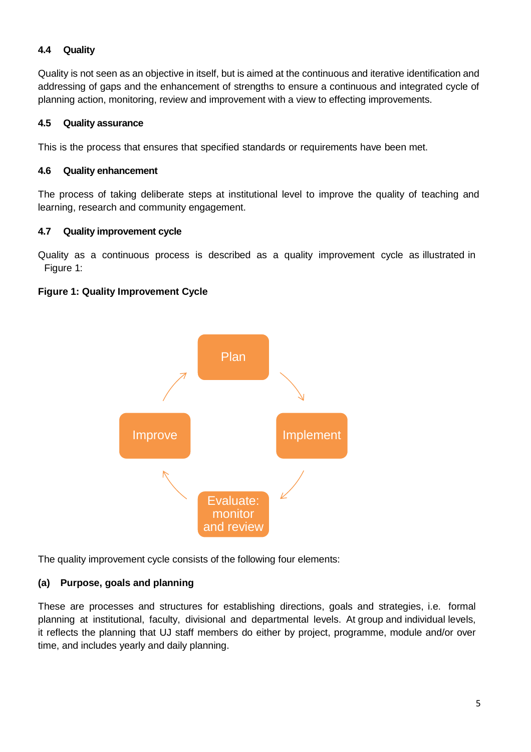#### 4.4 Quality

Quality is not seen as an objective in itself, but is aimed at the continuous and iterative identification and addressing of gaps and the enhancement of strengths to ensure a continuous and integrated cycle of planning action, monitoring, review and improvement with a view to effecting improvements.

#### 4.5 Quality assurance

This is the process that ensures that specified standards or requirements have been met.

#### 4.6 Quality enhancement

The process of taking deliberate steps at institutional level to improve the quality of teaching and learning, research and community engagement.

#### 4.7 Quality improvement cycle

Quality as a continuous process is described as a quality improvement cycle as illustrated in Figure 1:

**Figure 1: Quality Improvement Cycle**

Plan → Implement → Evaluate: monitor and review → Improve → Plan

The quality improvement cycle consists of the following four elements:

**(a) Purpose, goals and planning**

These are processes and structures for establishing directions, goals and strategies, i.e. formal planning at institutional, faculty, divisional and departmental levels. At group and individual levels, it reflects the planning that UJ staff members do either by project, programme, module and/or over time, and includes yearly and daily planning.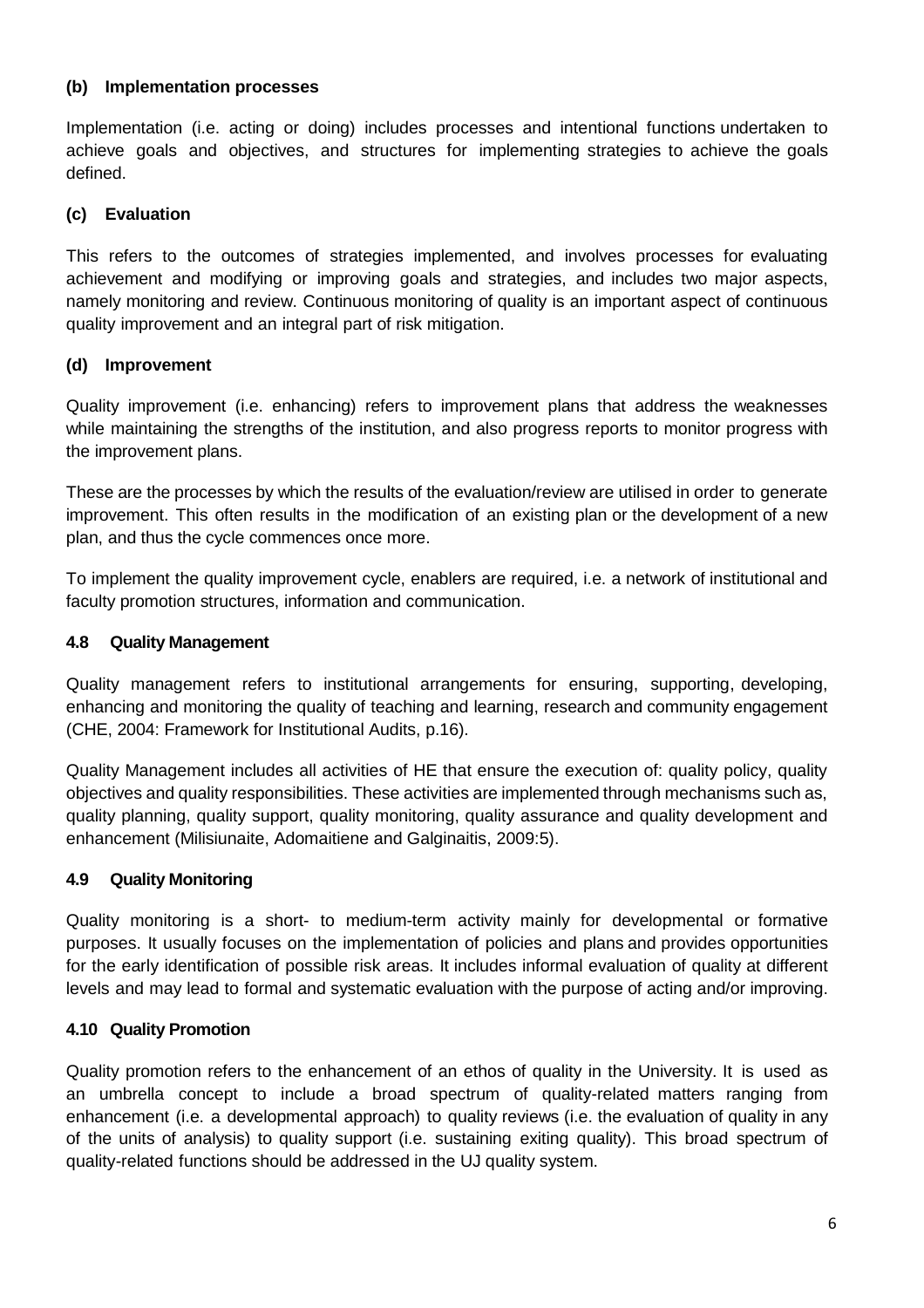#### (b) Implementation processes

Implementation (i.e. acting or doing) includes processes and intentional functions undertaken to achieve goals and objectives, and structures for implementing strategies to achieve the goals defined.

#### (c) Evaluation

This refers to the outcomes of strategies implemented, and involves processes for evaluating achievement and modifying or improving goals and strategies, and includes two major aspects, namely monitoring and review. Continuous monitoring of quality is an important aspect of continuous quality improvement and an integral part of risk mitigation.

#### (d) Improvement

Quality improvement (i.e. enhancing) refers to improvement plans that address the weaknesses while maintaining the strengths of the institution, and also progress reports to monitor progress with the improvement plans.

These are the processes by which the results of the evaluation/review are utilised in order to generate improvement. This often results in the modification of an existing plan or the development of a new plan, and thus the cycle commences once more.

To implement the quality improvement cycle, enablers are required, i.e. a network of institutional and faculty promotion structures, information and communication.

### 4.8 Quality Management

Quality management refers to institutional arrangements for ensuring, supporting, developing, enhancing and monitoring the quality of teaching and learning, research and community engagement (CHE, 2004: Framework for Institutional Audits, p.16).

Quality Management includes all activities of HE that ensure the execution of: quality policy, quality objectives and quality responsibilities. These activities are implemented through mechanisms such as, quality planning, quality support, quality monitoring, quality assurance and quality development and enhancement (Milisiunaite, Adomaitiene and Galginaitis, 2009:5).

### 4.9 Quality Monitoring

Quality monitoring is a short- to medium-term activity mainly for developmental or formative purposes. It usually focuses on the implementation of policies and plans and provides opportunities for the early identification of possible risk areas. It includes informal evaluation of quality at different levels and may lead to formal and systematic evaluation with the purpose of acting and/or improving.

### 4.10 Quality Promotion

Quality promotion refers to the enhancement of an ethos of quality in the University. It is used as an umbrella concept to include a broad spectrum of quality-related matters ranging from enhancement (i.e. a developmental approach) to quality reviews (i.e. the evaluation of quality in any of the units of analysis) to quality support (i.e. sustaining exiting quality). This broad spectrum of quality-related functions should be addressed in the UJ quality system.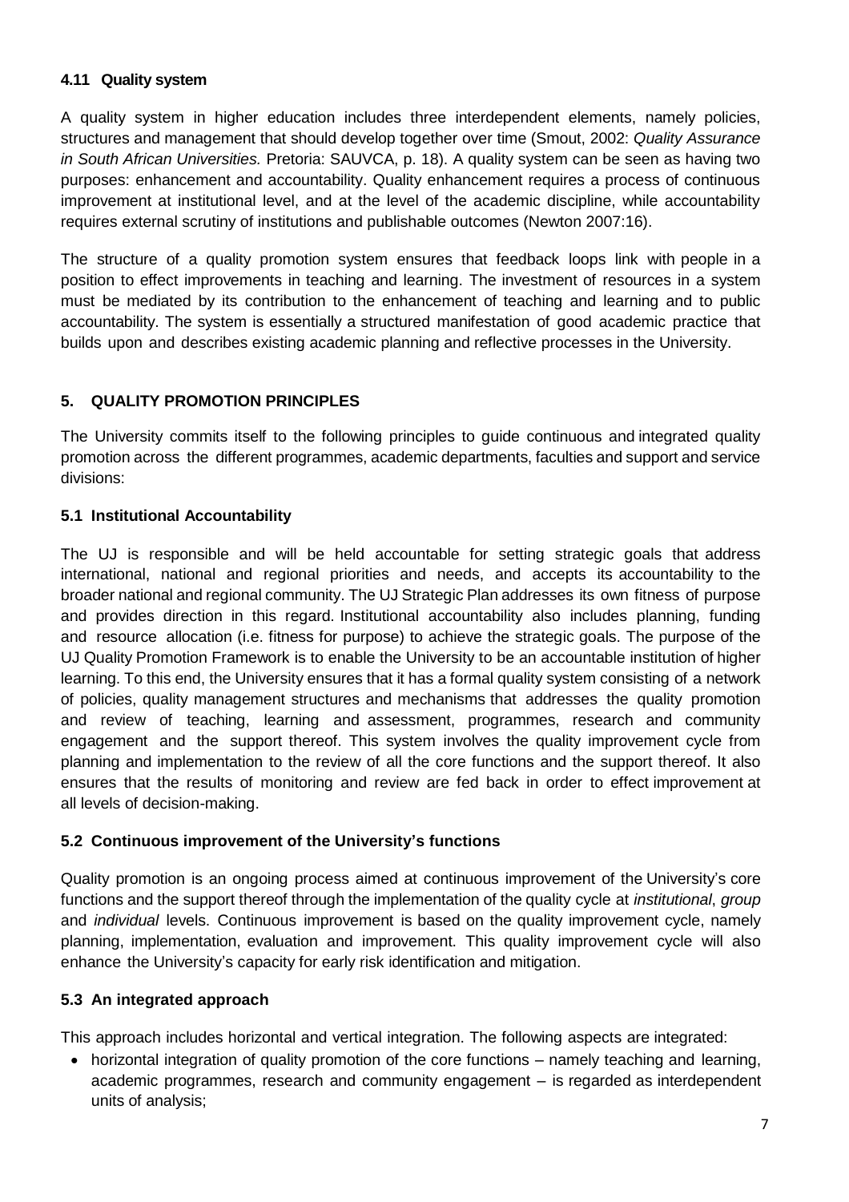#### 4.11 Quality system

A quality system in higher education includes three interdependent elements, namely policies, structures and management that should develop together over time (Smout, 2002: *Quality Assurance in South African Universities.* Pretoria: SAUVCA, p. 18). A quality system can be seen as having two purposes: enhancement and accountability. Quality enhancement requires a process of continuous improvement at institutional level, and at the level of the academic discipline, while accountability requires external scrutiny of institutions and publishable outcomes (Newton 2007:16).

The structure of a quality promotion system ensures that feedback loops link with people in a position to effect improvements in teaching and learning. The investment of resources in a system must be mediated by its contribution to the enhancement of teaching and learning and to public accountability. The system is essentially a structured manifestation of good academic practice that builds upon and describes existing academic planning and reflective processes in the University.

## 5. QUALITY PROMOTION PRINCIPLES

The University commits itself to the following principles to guide continuous and integrated quality promotion across the different programmes, academic departments, faculties and support and service divisions:

### 5.1 Institutional Accountability

The UJ is responsible and will be held accountable for setting strategic goals that address international, national and regional priorities and needs, and accepts its accountability to the broader national and regional community. The UJ Strategic Plan addresses its own fitness of purpose and provides direction in this regard. Institutional accountability also includes planning, funding and resource allocation (i.e. fitness for purpose) to achieve the strategic goals. The purpose of the UJ Quality Promotion Framework is to enable the University to be an accountable institution of higher learning. To this end, the University ensures that it has a formal quality system consisting of a network of policies, quality management structures and mechanisms that addresses the quality promotion and review of teaching, learning and assessment, programmes, research and community engagement and the support thereof. This system involves the quality improvement cycle from planning and implementation to the review of all the core functions and the support thereof. It also ensures that the results of monitoring and review are fed back in order to effect improvement at all levels of decision-making.

### 5.2 Continuous improvement of the University's functions

Quality promotion is an ongoing process aimed at continuous improvement of the University's core functions and the support thereof through the implementation of the quality cycle at *institutional*, *group* and *individual* levels. Continuous improvement is based on the quality improvement cycle, namely planning, implementation, evaluation and improvement. This quality improvement cycle will also enhance the University's capacity for early risk identification and mitigation.

### 5.3 An integrated approach

This approach includes horizontal and vertical integration. The following aspects are integrated:

- horizontal integration of quality promotion of the core functions – namely teaching and learning, academic programmes, research and community engagement – is regarded as interdependent units of analysis;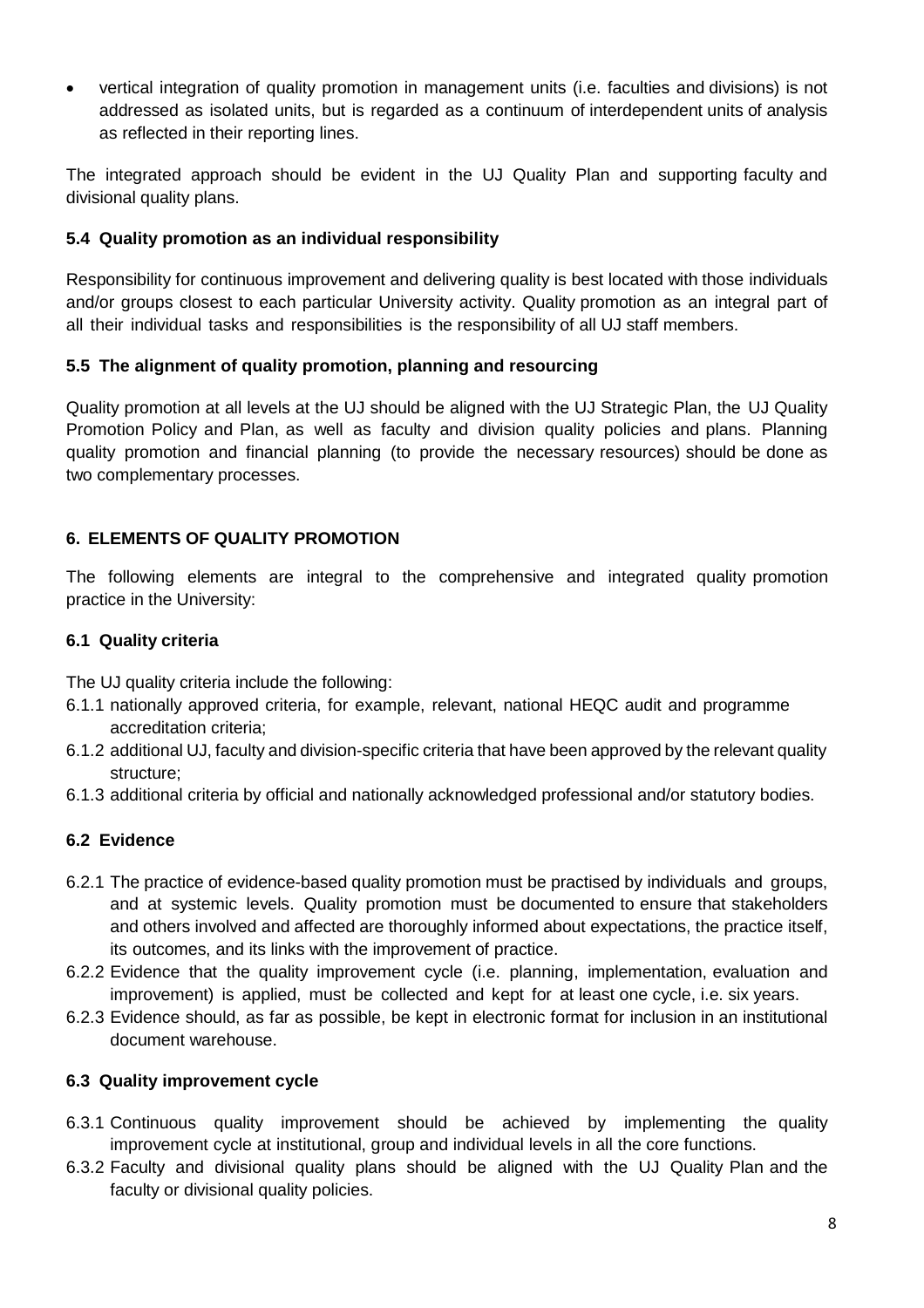- vertical integration of quality promotion in management units (i.e. faculties and divisions) is not addressed as isolated units, but is regarded as a continuum of interdependent units of analysis as reflected in their reporting lines.

The integrated approach should be evident in the UJ Quality Plan and supporting faculty and divisional quality plans.

### 5.4 Quality promotion as an individual responsibility

Responsibility for continuous improvement and delivering quality is best located with those individuals and/or groups closest to each particular University activity. Quality promotion as an integral part of all their individual tasks and responsibilities is the responsibility of all UJ staff members.

### 5.5 The alignment of quality promotion, planning and resourcing

Quality promotion at all levels at the UJ should be aligned with the UJ Strategic Plan, the UJ Quality Promotion Policy and Plan, as well as faculty and division quality policies and plans. Planning quality promotion and financial planning (to provide the necessary resources) should be done as two complementary processes.

## 6. ELEMENTS OF QUALITY PROMOTION

The following elements are integral to the comprehensive and integrated quality promotion practice in the University:

### 6.1 Quality criteria

The UJ quality criteria include the following:

6.1.1 nationally approved criteria, for example, relevant, national HEQC audit and programme accreditation criteria;

6.1.2 additional UJ, faculty and division-specific criteria that have been approved by the relevant quality structure;

6.1.3 additional criteria by official and nationally acknowledged professional and/or statutory bodies.

### 6.2 Evidence

6.2.1 The practice of evidence-based quality promotion must be practised by individuals and groups, and at systemic levels. Quality promotion must be documented to ensure that stakeholders and others involved and affected are thoroughly informed about expectations, the practice itself, its outcomes, and its links with the improvement of practice.

6.2.2 Evidence that the quality improvement cycle (i.e. planning, implementation, evaluation and improvement) is applied, must be collected and kept for at least one cycle, i.e. six years.

6.2.3 Evidence should, as far as possible, be kept in electronic format for inclusion in an institutional document warehouse.

### 6.3 Quality improvement cycle

6.3.1 Continuous quality improvement should be achieved by implementing the quality improvement cycle at institutional, group and individual levels in all the core functions.

6.3.2 Faculty and divisional quality plans should be aligned with the UJ Quality Plan and the faculty or divisional quality policies.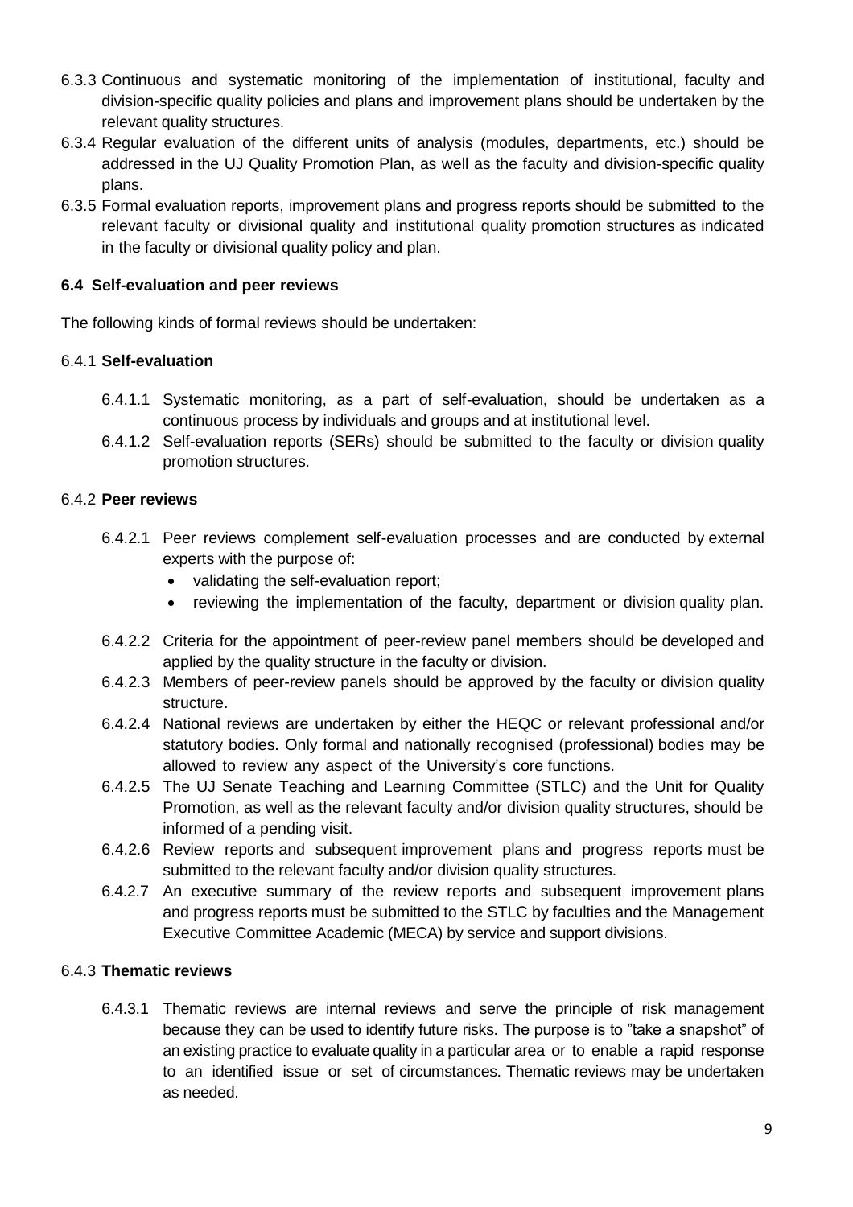6.3.3 Continuous and systematic monitoring of the implementation of institutional, faculty and division-specific quality policies and plans and improvement plans should be undertaken by the relevant quality structures.

6.3.4 Regular evaluation of the different units of analysis (modules, departments, etc.) should be addressed in the UJ Quality Promotion Plan, as well as the faculty and division-specific quality plans.

6.3.5 Formal evaluation reports, improvement plans and progress reports should be submitted to the relevant faculty or divisional quality and institutional quality promotion structures as indicated in the faculty or divisional quality policy and plan.

### 6.4 Self-evaluation and peer reviews

The following kinds of formal reviews should be undertaken:

6.4.1 **Self-evaluation**

6.4.1.1 Systematic monitoring, as a part of self-evaluation, should be undertaken as a continuous process by individuals and groups and at institutional level.

6.4.1.2 Self-evaluation reports (SERs) should be submitted to the faculty or division quality promotion structures.

6.4.2 **Peer reviews**

6.4.2.1 Peer reviews complement self-evaluation processes and are conducted by external experts with the purpose of:

- validating the self-evaluation report;
- reviewing the implementation of the faculty, department or division quality plan.

6.4.2.2 Criteria for the appointment of peer-review panel members should be developed and applied by the quality structure in the faculty or division.

6.4.2.3 Members of peer-review panels should be approved by the faculty or division quality structure.

6.4.2.4 National reviews are undertaken by either the HEQC or relevant professional and/or statutory bodies. Only formal and nationally recognised (professional) bodies may be allowed to review any aspect of the University's core functions.

6.4.2.5 The UJ Senate Teaching and Learning Committee (STLC) and the Unit for Quality Promotion, as well as the relevant faculty and/or division quality structures, should be informed of a pending visit.

6.4.2.6 Review reports and subsequent improvement plans and progress reports must be submitted to the relevant faculty and/or division quality structures.

6.4.2.7 An executive summary of the review reports and subsequent improvement plans and progress reports must be submitted to the STLC by faculties and the Management Executive Committee Academic (MECA) by service and support divisions.

6.4.3 **Thematic reviews**

6.4.3.1 Thematic reviews are internal reviews and serve the principle of risk management because they can be used to identify future risks. The purpose is to "take a snapshot" of an existing practice to evaluate quality in a particular area or to enable a rapid response to an identified issue or set of circumstances. Thematic reviews may be undertaken as needed.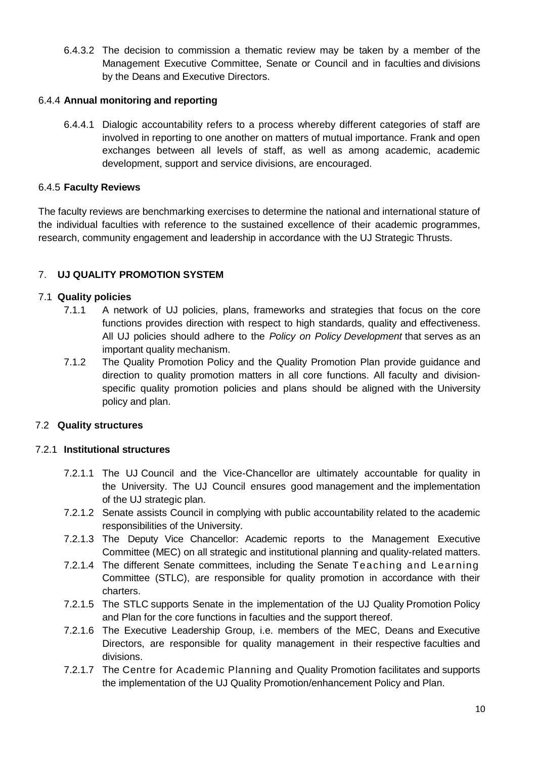6.4.3.2 The decision to commission a thematic review may be taken by a member of the Management Executive Committee, Senate or Council and in faculties and divisions by the Deans and Executive Directors.

### 6.4.4 **Annual monitoring and reporting**

6.4.4.1 Dialogic accountability refers to a process whereby different categories of staff are involved in reporting to one another on matters of mutual importance. Frank and open exchanges between all levels of staff, as well as among academic, academic development, support and service divisions, are encouraged.

### 6.4.5 **Faculty Reviews**

The faculty reviews are benchmarking exercises to determine the national and international stature of the individual faculties with reference to the sustained excellence of their academic programmes, research, community engagement and leadership in accordance with the UJ Strategic Thrusts.

## 7. **UJ QUALITY PROMOTION SYSTEM**

### 7.1 **Quality policies**

7.1.1 A network of UJ policies, plans, frameworks and strategies that focus on the core functions provides direction with respect to high standards, quality and effectiveness. All UJ policies should adhere to the *Policy on Policy Development* that serves as an important quality mechanism.

7.1.2 The Quality Promotion Policy and the Quality Promotion Plan provide guidance and direction to quality promotion matters in all core functions. All faculty and division-specific quality promotion policies and plans should be aligned with the University policy and plan.

### 7.2 **Quality structures**

### 7.2.1 **Institutional structures**

7.2.1.1 The UJ Council and the Vice-Chancellor are ultimately accountable for quality in the University. The UJ Council ensures good management and the implementation of the UJ strategic plan.

7.2.1.2 Senate assists Council in complying with public accountability related to the academic responsibilities of the University.

7.2.1.3 The Deputy Vice Chancellor: Academic reports to the Management Executive Committee (MEC) on all strategic and institutional planning and quality-related matters.

7.2.1.4 The different Senate committees, including the Senate Teaching and Learning Committee (STLC), are responsible for quality promotion in accordance with their charters.

7.2.1.5 The STLC supports Senate in the implementation of the UJ Quality Promotion Policy and Plan for the core functions in faculties and the support thereof.

7.2.1.6 The Executive Leadership Group, i.e. members of the MEC, Deans and Executive Directors, are responsible for quality management in their respective faculties and divisions.

7.2.1.7 The Centre for Academic Planning and Quality Promotion facilitates and supports the implementation of the UJ Quality Promotion/enhancement Policy and Plan.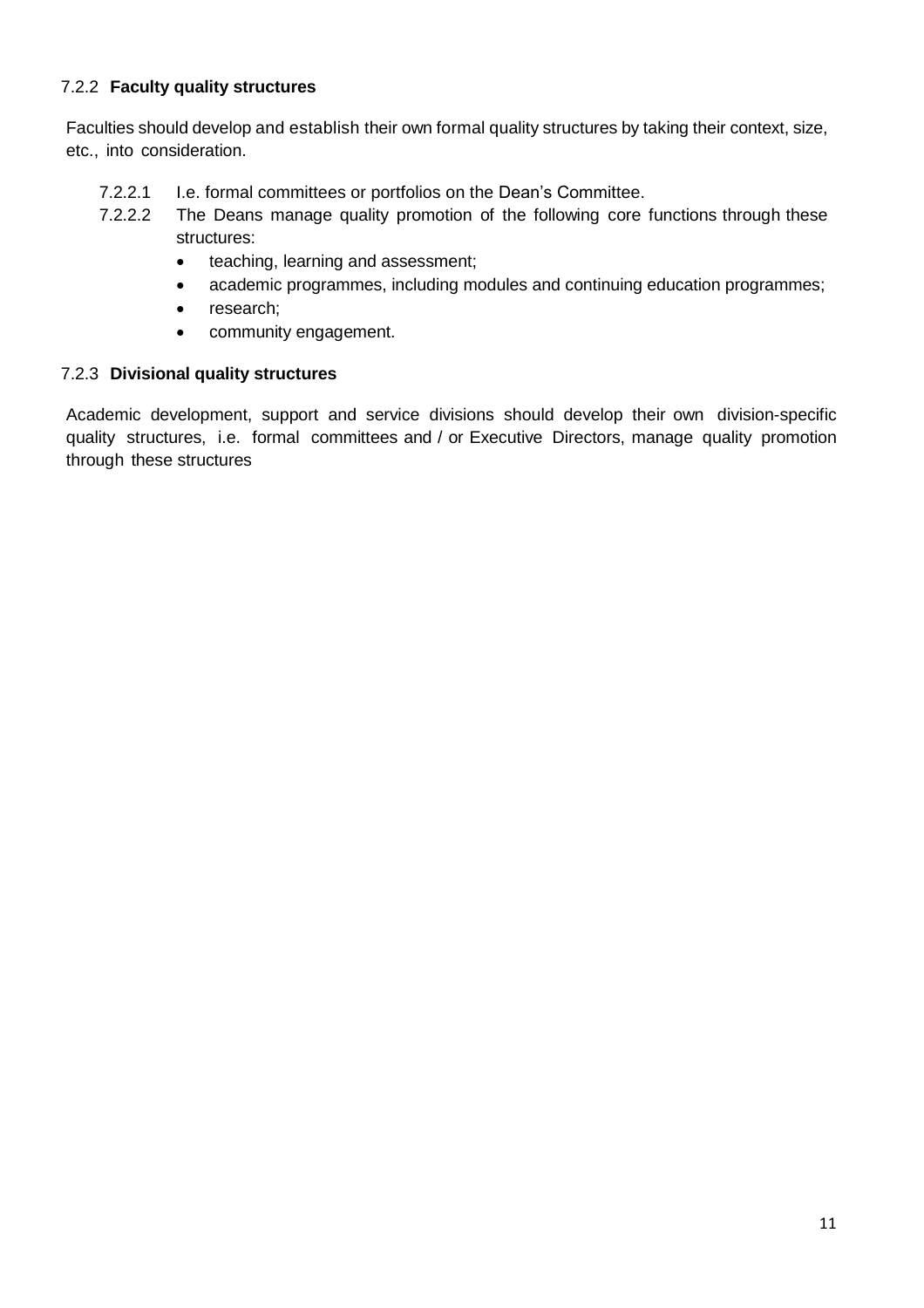#### 7.2.2 **Faculty quality structures**

Faculties should develop and establish their own formal quality structures by taking their context, size, etc., into consideration.

7.2.2.1 I.e. formal committees or portfolios on the Dean's Committee.

7.2.2.2 The Deans manage quality promotion of the following core functions through these structures:

- teaching, learning and assessment;
- academic programmes, including modules and continuing education programmes;
- research;
- community engagement.

#### 7.2.3 **Divisional quality structures**

Academic development, support and service divisions should develop their own division-specific quality structures, i.e. formal committees and / or Executive Directors, manage quality promotion through these structures